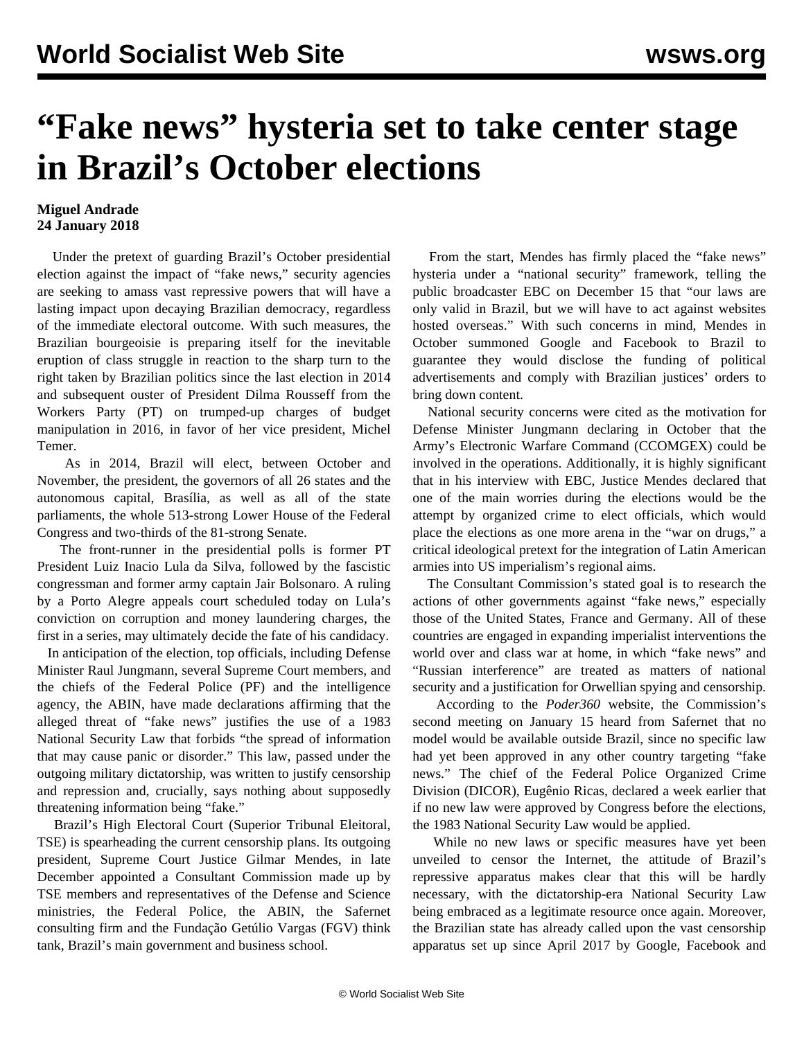# "Fake news" hysteria set to take center stage in Brazil's October elections

**Miguel Andrade**
**24 January 2018**

Under the pretext of guarding Brazil's October presidential election against the impact of "fake news," security agencies are seeking to amass vast repressive powers that will have a lasting impact upon decaying Brazilian democracy, regardless of the immediate electoral outcome. With such measures, the Brazilian bourgeoisie is preparing itself for the inevitable eruption of class struggle in reaction to the sharp turn to the right taken by Brazilian politics since the last election in 2014 and subsequent ouster of President Dilma Rousseff from the Workers Party (PT) on trumped-up charges of budget manipulation in 2016, in favor of her vice president, Michel Temer.

As in 2014, Brazil will elect, between October and November, the president, the governors of all 26 states and the autonomous capital, Brasília, as well as all of the state parliaments, the whole 513-strong Lower House of the Federal Congress and two-thirds of the 81-strong Senate.

The front-runner in the presidential polls is former PT President Luiz Inacio Lula da Silva, followed by the fascistic congressman and former army captain Jair Bolsonaro. A ruling by a Porto Alegre appeals court scheduled today on Lula's conviction on corruption and money laundering charges, the first in a series, may ultimately decide the fate of his candidacy.

In anticipation of the election, top officials, including Defense Minister Raul Jungmann, several Supreme Court members, and the chiefs of the Federal Police (PF) and the intelligence agency, the ABIN, have made declarations affirming that the alleged threat of "fake news" justifies the use of a 1983 National Security Law that forbids "the spread of information that may cause panic or disorder." This law, passed under the outgoing military dictatorship, was written to justify censorship and repression and, crucially, says nothing about supposedly threatening information being "fake."

Brazil's High Electoral Court (Superior Tribunal Eleitoral, TSE) is spearheading the current censorship plans. Its outgoing president, Supreme Court Justice Gilmar Mendes, in late December appointed a Consultant Commission made up by TSE members and representatives of the Defense and Science ministries, the Federal Police, the ABIN, the Safernet consulting firm and the Fundação Getúlio Vargas (FGV) think tank, Brazil's main government and business school.

From the start, Mendes has firmly placed the "fake news" hysteria under a "national security" framework, telling the public broadcaster EBC on December 15 that "our laws are only valid in Brazil, but we will have to act against websites hosted overseas." With such concerns in mind, Mendes in October summoned Google and Facebook to Brazil to guarantee they would disclose the funding of political advertisements and comply with Brazilian justices' orders to bring down content.

National security concerns were cited as the motivation for Defense Minister Jungmann declaring in October that the Army's Electronic Warfare Command (CCOMGEX) could be involved in the operations. Additionally, it is highly significant that in his interview with EBC, Justice Mendes declared that one of the main worries during the elections would be the attempt by organized crime to elect officials, which would place the elections as one more arena in the "war on drugs," a critical ideological pretext for the integration of Latin American armies into US imperialism's regional aims.

The Consultant Commission's stated goal is to research the actions of other governments against "fake news," especially those of the United States, France and Germany. All of these countries are engaged in expanding imperialist interventions the world over and class war at home, in which "fake news" and "Russian interference" are treated as matters of national security and a justification for Orwellian spying and censorship.

According to the *Poder360* website, the Commission's second meeting on January 15 heard from Safernet that no model would be available outside Brazil, since no specific law had yet been approved in any other country targeting "fake news." The chief of the Federal Police Organized Crime Division (DICOR), Eugênio Ricas, declared a week earlier that if no new law were approved by Congress before the elections, the 1983 National Security Law would be applied.

While no new laws or specific measures have yet been unveiled to censor the Internet, the attitude of Brazil's repressive apparatus makes clear that this will be hardly necessary, with the dictatorship-era National Security Law being embraced as a legitimate resource once again. Moreover, the Brazilian state has already called upon the vast censorship apparatus set up since April 2017 by Google, Facebook and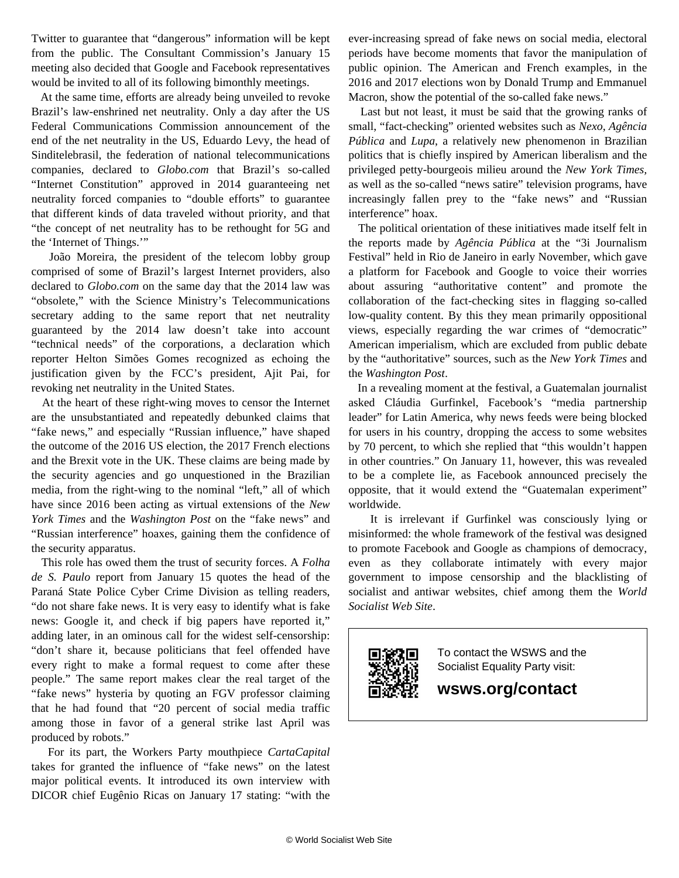Twitter to guarantee that "dangerous" information will be kept from the public. The Consultant Commission's January 15 meeting also decided that Google and Facebook representatives would be invited to all of its following bimonthly meetings.

At the same time, efforts are already being unveiled to revoke Brazil's law-enshrined net neutrality. Only a day after the US Federal Communications Commission announcement of the end of the net neutrality in the US, Eduardo Levy, the head of Sinditelebrasil, the federation of national telecommunications companies, declared to *Globo.com* that Brazil's so-called "Internet Constitution" approved in 2014 guaranteeing net neutrality forced companies to "double efforts" to guarantee that different kinds of data traveled without priority, and that "the concept of net neutrality has to be rethought for 5G and the 'Internet of Things.'"

João Moreira, the president of the telecom lobby group comprised of some of Brazil's largest Internet providers, also declared to *Globo.com* on the same day that the 2014 law was "obsolete," with the Science Ministry's Telecommunications secretary adding to the same report that net neutrality guaranteed by the 2014 law doesn't take into account "technical needs" of the corporations, a declaration which reporter Helton Simões Gomes recognized as echoing the justification given by the FCC's president, Ajit Pai, for revoking net neutrality in the United States.

At the heart of these right-wing moves to censor the Internet are the unsubstantiated and repeatedly debunked claims that "fake news," and especially "Russian influence," have shaped the outcome of the 2016 US election, the 2017 French elections and the Brexit vote in the UK. These claims are being made by the security agencies and go unquestioned in the Brazilian media, from the right-wing to the nominal "left," all of which have since 2016 been acting as virtual extensions of the *New York Times* and the *Washington Post* on the "fake news" and "Russian interference" hoaxes, gaining them the confidence of the security apparatus.

This role has owed them the trust of security forces. A *Folha de S. Paulo* report from January 15 quotes the head of the Paraná State Police Cyber Crime Division as telling readers, "do not share fake news. It is very easy to identify what is fake news: Google it, and check if big papers have reported it," adding later, in an ominous call for the widest self-censorship: "don't share it, because politicians that feel offended have every right to make a formal request to come after these people." The same report makes clear the real target of the "fake news" hysteria by quoting an FGV professor claiming that he had found that "20 percent of social media traffic among those in favor of a general strike last April was produced by robots."

For its part, the Workers Party mouthpiece *CartaCapital* takes for granted the influence of "fake news" on the latest major political events. It introduced its own interview with DICOR chief Eugênio Ricas on January 17 stating: "with the ever-increasing spread of fake news on social media, electoral periods have become moments that favor the manipulation of public opinion. The American and French examples, in the 2016 and 2017 elections won by Donald Trump and Emmanuel Macron, show the potential of the so-called fake news."

Last but not least, it must be said that the growing ranks of small, "fact-checking" oriented websites such as *Nexo*, *Agência Pública* and *Lupa*, a relatively new phenomenon in Brazilian politics that is chiefly inspired by American liberalism and the privileged petty-bourgeois milieu around the *New York Times*, as well as the so-called "news satire" television programs, have increasingly fallen prey to the "fake news" and "Russian interference" hoax.

The political orientation of these initiatives made itself felt in the reports made by *Agência Pública* at the "3i Journalism Festival" held in Rio de Janeiro in early November, which gave a platform for Facebook and Google to voice their worries about assuring "authoritative content" and promote the collaboration of the fact-checking sites in flagging so-called low-quality content. By this they mean primarily oppositional views, especially regarding the war crimes of "democratic" American imperialism, which are excluded from public debate by the "authoritative" sources, such as the *New York Times* and the *Washington Post*.

In a revealing moment at the festival, a Guatemalan journalist asked Cláudia Gurfinkel, Facebook's "media partnership leader" for Latin America, why news feeds were being blocked for users in his country, dropping the access to some websites by 70 percent, to which she replied that "this wouldn't happen in other countries." On January 11, however, this was revealed to be a complete lie, as Facebook announced precisely the opposite, that it would extend the "Guatemalan experiment" worldwide.

It is irrelevant if Gurfinkel was consciously lying or misinformed: the whole framework of the festival was designed to promote Facebook and Google as champions of democracy, even as they collaborate intimately with every major government to impose censorship and the blacklisting of socialist and antiwar websites, chief among them the *World Socialist Web Site*.

To contact the WSWS and the Socialist Equality Party visit:

**wsws.org/contact**